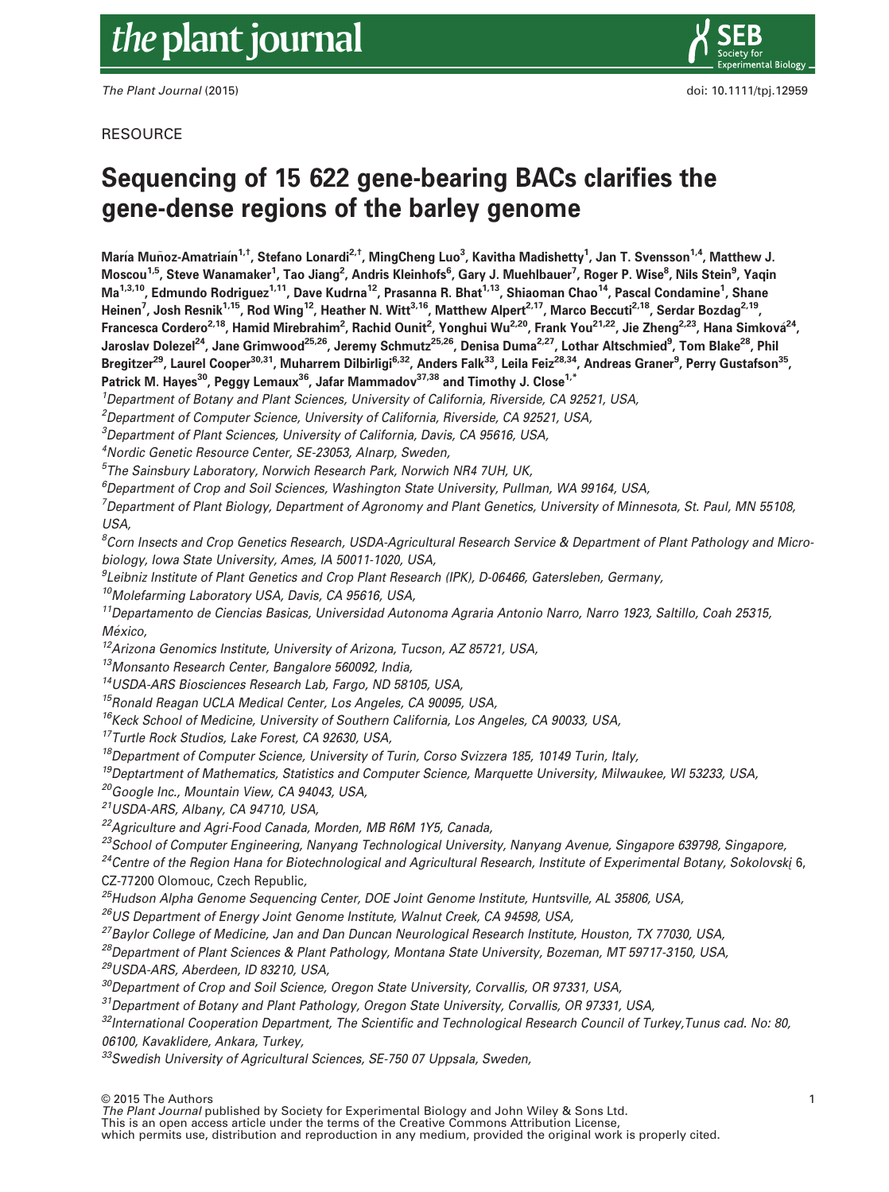RESOURCE

# Sequencing of 15 622 gene-bearing BACs clarifies the gene-dense regions of the barley genome

**María Muñoz-Amatriaín[1,†], Stefano Lonardi[2,†], MingCheng Luo[3], Kavitha Madishetty[1], Jan T. Svensson[1,4], Matthew J. Moscou[1,5], Steve Wanamaker[1], Tao Jiang[2], Andris Kleinhofs[6], Gary J. Muehlbauer[7], Roger P. Wise[8], Nils Stein[9], Yaqin Ma[1,3,10], Edmundo Rodriguez[1,11], Dave Kudrna[12], Prasanna R. Bhat[1,13], Shiaoman Chao[14], Pascal Condamine[1], Shane Heinen[7], Josh Resnik[1,15], Rod Wing[12], Heather N. Witt[3,16], Matthew Alpert[2,17], Marco Beccuti[2,18], Serdar Bozdag[2,19], Francesca Cordero[2,18], Hamid Mirebrahim[2], Rachid Ounit[2], Yonghui Wu[2,20], Frank You[21,22], Jie Zheng[2,23], Hana Simková[24], Jaroslav Dolezel[24], Jane Grimwood[25,26], Jeremy Schmutz[25,26], Denisa Duma[2,27], Lothar Altschmied[9], Tom Blake[28], Phil Bregitzer[29], Laurel Cooper[30,31], Muharrem Dilbirligi[6,32], Anders Falk[33], Leila Feiz[28,34], Andreas Graner[9], Perry Gustafson[35], Patrick M. Hayes[30], Peggy Lemaux[36], Jafar Mammadov[37,38] and Timothy J. Close[1,*]**

[1]*Department of Botany and Plant Sciences, University of California, Riverside, CA 92521, USA,*

[2]*Department of Computer Science, University of California, Riverside, CA 92521, USA,*

[3]*Department of Plant Sciences, University of California, Davis, CA 95616, USA,*

[4]*Nordic Genetic Resource Center, SE-23053, Alnarp, Sweden,*

[5]*The Sainsbury Laboratory, Norwich Research Park, Norwich NR4 7UH, UK,*

[6]*Department of Crop and Soil Sciences, Washington State University, Pullman, WA 99164, USA,*

[7]*Department of Plant Biology, Department of Agronomy and Plant Genetics, University of Minnesota, St. Paul, MN 55108, USA,*

[8]*Corn Insects and Crop Genetics Research, USDA-Agricultural Research Service & Department of Plant Pathology and Microbiology, Iowa State University, Ames, IA 50011-1020, USA,*

[9]*Leibniz Institute of Plant Genetics and Crop Plant Research (IPK), D-06466, Gatersleben, Germany,*

[10]*Molefarming Laboratory USA, Davis, CA 95616, USA,*

[11]*Departamento de Ciencias Basicas, Universidad Autonoma Agraria Antonio Narro, Narro 1923, Saltillo, Coah 25315, México,*

[12]*Arizona Genomics Institute, University of Arizona, Tucson, AZ 85721, USA,*

[13]*Monsanto Research Center, Bangalore 560092, India,*

[14]*USDA-ARS Biosciences Research Lab, Fargo, ND 58105, USA,*

[15]*Ronald Reagan UCLA Medical Center, Los Angeles, CA 90095, USA,*

[16]*Keck School of Medicine, University of Southern California, Los Angeles, CA 90033, USA,*

[17]*Turtle Rock Studios, Lake Forest, CA 92630, USA,*

[18]*Department of Computer Science, University of Turin, Corso Svizzera 185, 10149 Turin, Italy,*

[19]*Deptartment of Mathematics, Statistics and Computer Science, Marquette University, Milwaukee, WI 53233, USA,*

[20]*Google Inc., Mountain View, CA 94043, USA,*

[21]*USDA-ARS, Albany, CA 94710, USA,*

[22]*Agriculture and Agri-Food Canada, Morden, MB R6M 1Y5, Canada,*

[23]*School of Computer Engineering, Nanyang Technological University, Nanyang Avenue, Singapore 639798, Singapore,*

[24]*Centre of the Region Hana for Biotechnological and Agricultural Research, Institute of Experimental Botany, Sokolovská 6, CZ-77200 Olomouc, Czech Republic,*

[25]*Hudson Alpha Genome Sequencing Center, DOE Joint Genome Institute, Huntsville, AL 35806, USA,*

[26]*US Department of Energy Joint Genome Institute, Walnut Creek, CA 94598, USA,*

[27]*Baylor College of Medicine, Jan and Dan Duncan Neurological Research Institute, Houston, TX 77030, USA,*

[28]*Department of Plant Sciences & Plant Pathology, Montana State University, Bozeman, MT 59717-3150, USA,*

[29]*USDA-ARS, Aberdeen, ID 83210, USA,*

[30]*Department of Crop and Soil Science, Oregon State University, Corvallis, OR 97331, USA,*

[31]*Department of Botany and Plant Pathology, Oregon State University, Corvallis, OR 97331, USA,*

[32]*International Cooperation Department, The Scientific and Technological Research Council of Turkey,Tunus cad. No: 80, 06100, Kavaklidere, Ankara, Turkey,*

[33]*Swedish University of Agricultural Sciences, SE-750 07 Uppsala, Sweden,*

© 2015 The Authors
*The Plant Journal* published by Society for Experimental Biology and John Wiley & Sons Ltd.
This is an open access article under the terms of the Creative Commons Attribution License, which permits use, distribution and reproduction in any medium, provided the original work is properly cited.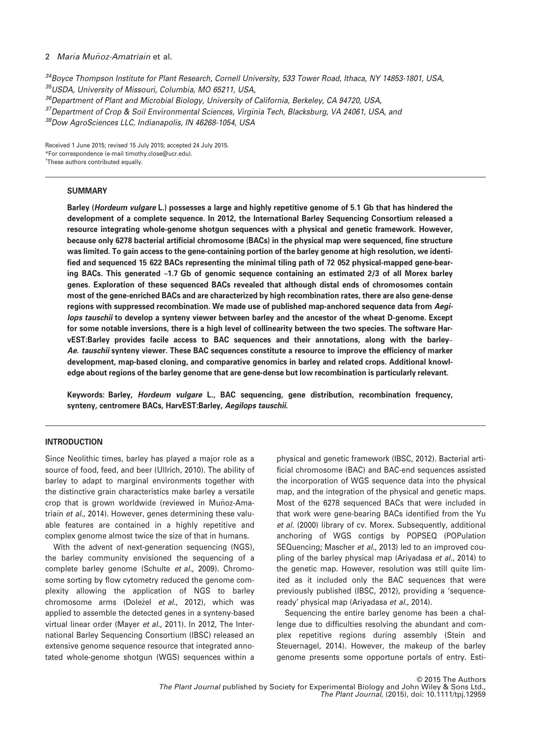[34]Boyce Thompson Institute for Plant Research, Cornell University, 533 Tower Road, Ithaca, NY 14853-1801, USA,
[35]USDA, University of Missouri, Columbia, MO 65211, USA,
[36]Department of Plant and Microbial Biology, University of California, Berkeley, CA 94720, USA,
[37]Department of Crop & Soil Environmental Sciences, Virginia Tech, Blacksburg, VA 24061, USA, and
[38]Dow AgroSciences LLC, Indianapolis, IN 46268-1054, USA

Received 1 June 2015; revised 15 July 2015; accepted 24 July 2015.
*For correspondence (e-mail timothy.close@ucr.edu).
[†]These authors contributed equally.

## SUMMARY

**Barley (*Hordeum vulgare* L.) possesses a large and highly repetitive genome of 5.1 Gb that has hindered the development of a complete sequence. In 2012, the International Barley Sequencing Consortium released a resource integrating whole-genome shotgun sequences with a physical and genetic framework. However, because only 6278 bacterial artificial chromosome (BACs) in the physical map were sequenced, fine structure was limited. To gain access to the gene-containing portion of the barley genome at high resolution, we identified and sequenced 15 622 BACs representing the minimal tiling path of 72 052 physical-mapped gene-bearing BACs. This generated ~1.7 Gb of genomic sequence containing an estimated 2/3 of all Morex barley genes. Exploration of these sequenced BACs revealed that although distal ends of chromosomes contain most of the gene-enriched BACs and are characterized by high recombination rates, there are also gene-dense regions with suppressed recombination. We made use of published map-anchored sequence data from *Aegilops tauschii* to develop a synteny viewer between barley and the ancestor of the wheat D-genome. Except for some notable inversions, there is a high level of collinearity between the two species. The software HarvEST:Barley provides facile access to BAC sequences and their annotations, along with the barley–*Ae. tauschii* synteny viewer. These BAC sequences constitute a resource to improve the efficiency of marker development, map-based cloning, and comparative genomics in barley and related crops. Additional knowledge about regions of the barley genome that are gene-dense but low recombination is particularly relevant.**

**Keywords: Barley, *Hordeum vulgare* L., BAC sequencing, gene distribution, recombination frequency, synteny, centromere BACs, HarvEST:Barley, *Aegilops tauschii*.**

## INTRODUCTION

Since Neolithic times, barley has played a major role as a source of food, feed, and beer (Ullrich, 2010). The ability of barley to adapt to marginal environments together with the distinctive grain characteristics make barley a versatile crop that is grown worldwide (reviewed in Muñoz-Amatriaín *et al.*, 2014). However, genes determining these valuable features are contained in a highly repetitive and complex genome almost twice the size of that in humans.

With the advent of next-generation sequencing (NGS), the barley community envisioned the sequencing of a complete barley genome (Schulte *et al.*, 2009). Chromosome sorting by flow cytometry reduced the genome complexity allowing the application of NGS to barley chromosome arms (Doležel *et al.*, 2012), which was applied to assemble the detected genes in a synteny-based virtual linear order (Mayer *et al.*, 2011). In 2012, The International Barley Sequencing Consortium (IBSC) released an extensive genome sequence resource that integrated annotated whole-genome shotgun (WGS) sequences within a physical and genetic framework (IBSC, 2012). Bacterial artificial chromosome (BAC) and BAC-end sequences assisted the incorporation of WGS sequence data into the physical map, and the integration of the physical and genetic maps. Most of the 6278 sequenced BACs that were included in that work were gene-bearing BACs identified from the Yu *et al.* (2000) library of cv. Morex. Subsequently, additional anchoring of WGS contigs by POPSEQ (POPulation SEQuencing; Mascher *et al.*, 2013) led to an improved coupling of the barley physical map (Ariyadasa *et al.*, 2014) to the genetic map. However, resolution was still quite limited as it included only the BAC sequences that were previously published (IBSC, 2012), providing a 'sequence-ready' physical map (Ariyadasa *et al.*, 2014).

Sequencing the entire barley genome has been a challenge due to difficulties resolving the abundant and complex repetitive regions during assembly (Stein and Steuernagel, 2014). However, the makeup of the barley genome presents some opportune portals of entry. Esti-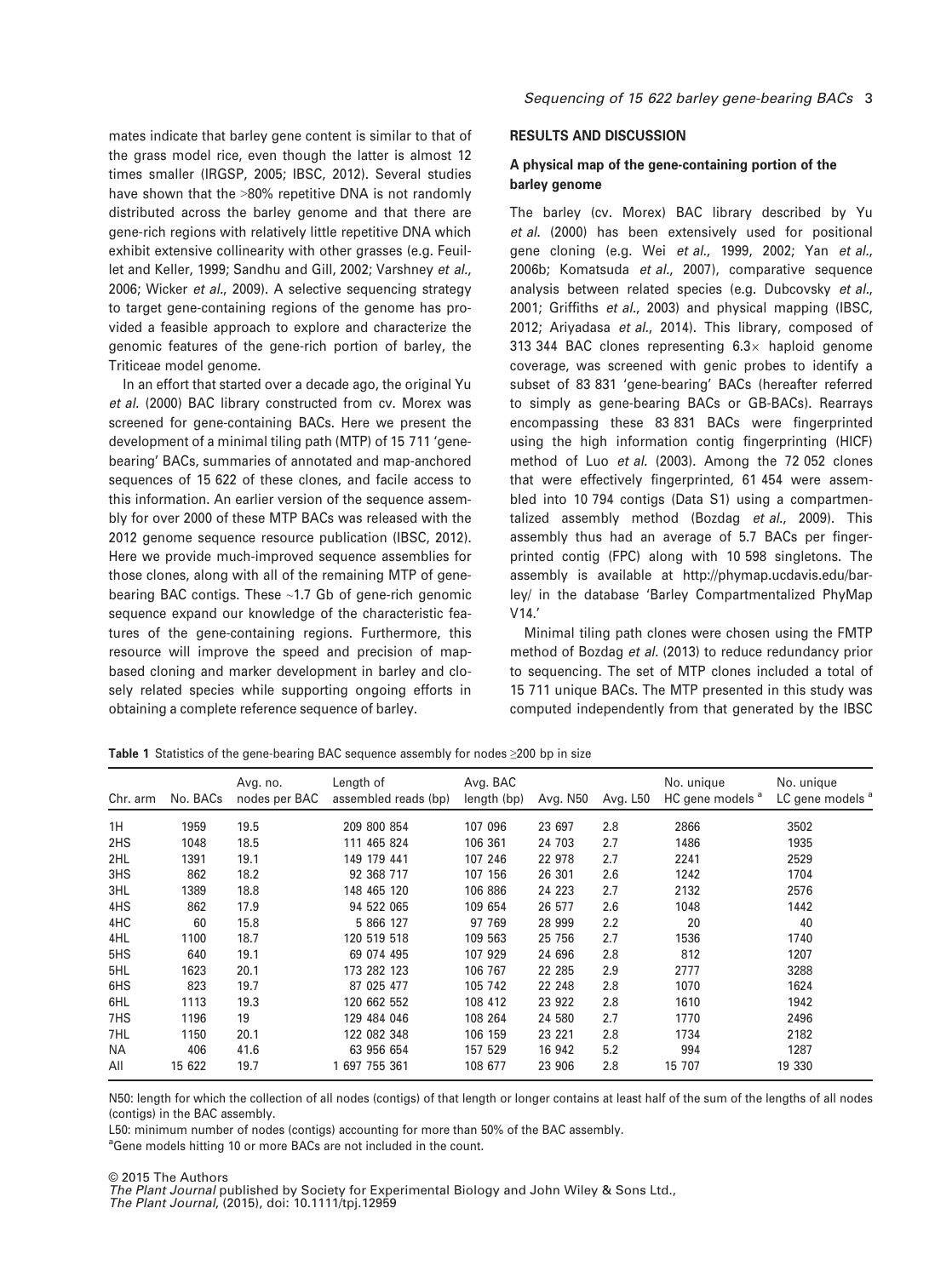mates indicate that barley gene content is similar to that of the grass model rice, even though the latter is almost 12 times smaller (IRGSP, 2005; IBSC, 2012). Several studies have shown that the >80% repetitive DNA is not randomly distributed across the barley genome and that there are gene-rich regions with relatively little repetitive DNA which exhibit extensive collinearity with other grasses (e.g. Feuillet and Keller, 1999; Sandhu and Gill, 2002; Varshney *et al.*, 2006; Wicker *et al.*, 2009). A selective sequencing strategy to target gene-containing regions of the genome has provided a feasible approach to explore and characterize the genomic features of the gene-rich portion of barley, the Triticeae model genome.

In an effort that started over a decade ago, the original Yu *et al.* (2000) BAC library constructed from cv. Morex was screened for gene-containing BACs. Here we present the development of a minimal tiling path (MTP) of 15 711 'gene-bearing' BACs, summaries of annotated and map-anchored sequences of 15 622 of these clones, and facile access to this information. An earlier version of the sequence assembly for over 2000 of these MTP BACs was released with the 2012 genome sequence resource publication (IBSC, 2012). Here we provide much-improved sequence assemblies for those clones, along with all of the remaining MTP of gene-bearing BAC contigs. These ~1.7 Gb of gene-rich genomic sequence expand our knowledge of the characteristic features of the gene-containing regions. Furthermore, this resource will improve the speed and precision of map-based cloning and marker development in barley and closely related species while supporting ongoing efforts in obtaining a complete reference sequence of barley.

## RESULTS AND DISCUSSION

### A physical map of the gene-containing portion of the barley genome

The barley (cv. Morex) BAC library described by Yu *et al.* (2000) has been extensively used for positional gene cloning (e.g. Wei *et al.*, 1999, 2002; Yan *et al.*, 2006b; Komatsuda *et al.*, 2007), comparative sequence analysis between related species (e.g. Dubcovsky *et al.*, 2001; Griffiths *et al.*, 2003) and physical mapping (IBSC, 2012; Ariyadasa *et al.*, 2014). This library, composed of 313 344 BAC clones representing 6.3× haploid genome coverage, was screened with genic probes to identify a subset of 83 831 'gene-bearing' BACs (hereafter referred to simply as gene-bearing BACs or GB-BACs). Rearrays encompassing these 83 831 BACs were fingerprinted using the high information contig fingerprinting (HICF) method of Luo *et al.* (2003). Among the 72 052 clones that were effectively fingerprinted, 61 454 were assembled into 10 794 contigs (Data S1) using a compartmentalized assembly method (Bozdag *et al.*, 2009). This assembly thus had an average of 5.7 BACs per fingerprinted contig (FPC) along with 10 598 singletons. The assembly is available at http://phymap.ucdavis.edu/barley/ in the database 'Barley Compartmentalized PhyMap V14.'

Minimal tiling path clones were chosen using the FMTP method of Bozdag *et al.* (2013) to reduce redundancy prior to sequencing. The set of MTP clones included a total of 15 711 unique BACs. The MTP presented in this study was computed independently from that generated by the IBSC

**Table 1** Statistics of the gene-bearing BAC sequence assembly for nodes ≥200 bp in size

| Chr. arm | No. BACs | Avg. no. nodes per BAC | Length of assembled reads (bp) | Avg. BAC length (bp) | Avg. N50 | Avg. L50 | No. unique HC gene models [a] | No. unique LC gene models [a] |
|---|---|---|---|---|---|---|---|---|
| 1H | 1959 | 19.5 | 209 800 854 | 107 096 | 23 697 | 2.8 | 2866 | 3502 |
| 2HS | 1048 | 18.5 | 111 465 824 | 106 361 | 24 703 | 2.7 | 1486 | 1935 |
| 2HL | 1391 | 19.1 | 149 179 441 | 107 246 | 22 978 | 2.7 | 2241 | 2529 |
| 3HS | 862 | 18.2 | 92 368 717 | 107 156 | 26 301 | 2.6 | 1242 | 1704 |
| 3HL | 1389 | 18.8 | 148 465 120 | 106 886 | 24 223 | 2.7 | 2132 | 2576 |
| 4HS | 862 | 17.9 | 94 522 065 | 109 654 | 26 577 | 2.6 | 1048 | 1442 |
| 4HC | 60 | 15.8 | 5 866 127 | 97 769 | 28 999 | 2.2 | 20 | 40 |
| 4HL | 1100 | 18.7 | 120 519 518 | 109 563 | 25 756 | 2.7 | 1536 | 1740 |
| 5HS | 640 | 19.1 | 69 074 495 | 107 929 | 24 696 | 2.8 | 812 | 1207 |
| 5HL | 1623 | 20.1 | 173 282 123 | 106 767 | 22 285 | 2.9 | 2777 | 3288 |
| 6HS | 823 | 19.7 | 87 025 477 | 105 742 | 22 248 | 2.8 | 1070 | 1624 |
| 6HL | 1113 | 19.3 | 120 662 552 | 108 412 | 23 922 | 2.8 | 1610 | 1942 |
| 7HS | 1196 | 19 | 129 484 046 | 108 264 | 24 580 | 2.7 | 1770 | 2496 |
| 7HL | 1150 | 20.1 | 122 082 348 | 106 159 | 23 221 | 2.8 | 1734 | 2182 |
| NA | 406 | 41.6 | 63 956 654 | 157 529 | 16 942 | 5.2 | 994 | 1287 |
| All | 15 622 | 19.7 | 1 697 755 361 | 108 677 | 23 906 | 2.8 | 15 707 | 19 330 |

N50: length for which the collection of all nodes (contigs) of that length or longer contains at least half of the sum of the lengths of all nodes (contigs) in the BAC assembly.

L50: minimum number of nodes (contigs) accounting for more than 50% of the BAC assembly.

[a]Gene models hitting 10 or more BACs are not included in the count.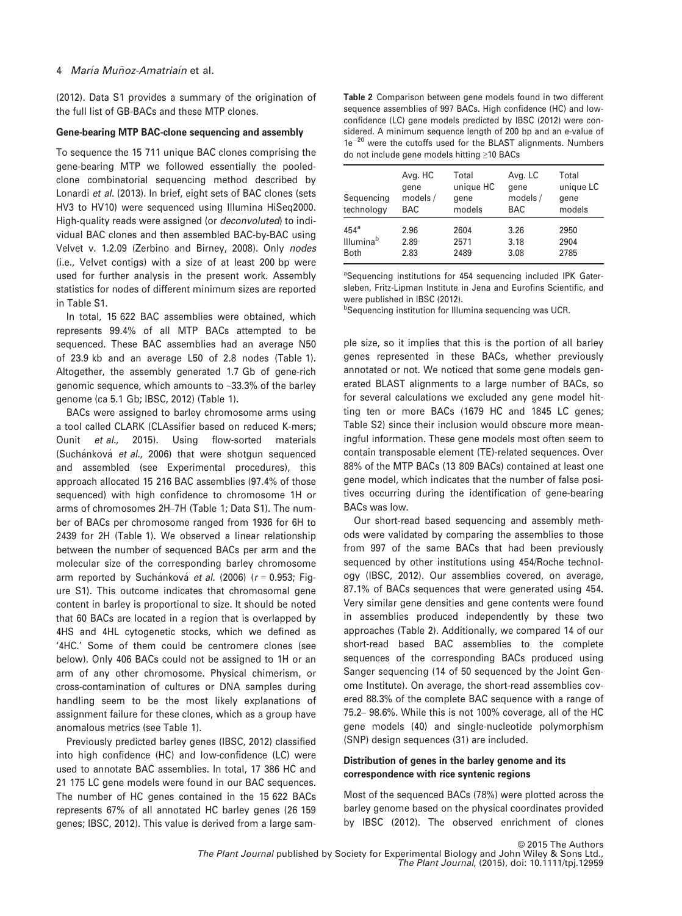(2012). Data S1 provides a summary of the origination of the full list of GB-BACs and these MTP clones.

### Gene-bearing MTP BAC-clone sequencing and assembly

To sequence the 15 711 unique BAC clones comprising the gene-bearing MTP we followed essentially the pooled-clone combinatorial sequencing method described by Lonardi *et al.* (2013). In brief, eight sets of BAC clones (sets HV3 to HV10) were sequenced using Illumina HiSeq2000. High-quality reads were assigned (or *deconvoluted*) to individual BAC clones and then assembled BAC-by-BAC using Velvet v. 1.2.09 (Zerbino and Birney, 2008). Only *nodes* (i.e., Velvet contigs) with a size of at least 200 bp were used for further analysis in the present work. Assembly statistics for nodes of different minimum sizes are reported in Table S1.

In total, 15 622 BAC assemblies were obtained, which represents 99.4% of all MTP BACs attempted to be sequenced. These BAC assemblies had an average N50 of 23.9 kb and an average L50 of 2.8 nodes (Table 1). Altogether, the assembly generated 1.7 Gb of gene-rich genomic sequence, which amounts to ~33.3% of the barley genome (ca 5.1 Gb; IBSC, 2012) (Table 1).

BACs were assigned to barley chromosome arms using a tool called CLARK (CLAssifier based on reduced K-mers; Ounit *et al.*, 2015). Using flow-sorted materials (Suchánková *et al.*, 2006) that were shotgun sequenced and assembled (see Experimental procedures), this approach allocated 15 216 BAC assemblies (97.4% of those sequenced) with high confidence to chromosome 1H or arms of chromosomes 2H–7H (Table 1; Data S1). The number of BACs per chromosome ranged from 1936 for 6H to 2439 for 2H (Table 1). We observed a linear relationship between the number of sequenced BACs per arm and the molecular size of the corresponding barley chromosome arm reported by Suchánková *et al.* (2006) ($r = 0.953$; Figure S1). This outcome indicates that chromosomal gene content in barley is proportional to size. It should be noted that 60 BACs are located in a region that is overlapped by 4HS and 4HL cytogenetic stocks, which we defined as '4HC.' Some of them could be centromere clones (see below). Only 406 BACs could not be assigned to 1H or an arm of any other chromosome. Physical chimerism, or cross-contamination of cultures or DNA samples during handling seem to be the most likely explanations of assignment failure for these clones, which as a group have anomalous metrics (see Table 1).

Previously predicted barley genes (IBSC, 2012) classified into high confidence (HC) and low-confidence (LC) were used to annotate BAC assemblies. In total, 17 386 HC and 21 175 LC gene models were found in our BAC sequences. The number of HC genes contained in the 15 622 BACs represents 67% of all annotated HC barley genes (26 159 genes; IBSC, 2012). This value is derived from a large sample size, so it implies that this is the portion of all barley genes represented in these BACs, whether previously annotated or not. We noticed that some gene models generated BLAST alignments to a large number of BACs, so for several calculations we excluded any gene model hitting ten or more BACs (1679 HC and 1845 LC genes; Table S2) since their inclusion would obscure more meaningful information. These gene models most often seem to contain transposable element (TE)-related sequences. Over 88% of the MTP BACs (13 809 BACs) contained at least one gene model, which indicates that the number of false positives occurring during the identification of gene-bearing BACs was low.

**Table 2** Comparison between gene models found in two different sequence assemblies of 997 BACs. High confidence (HC) and low-confidence (LC) gene models predicted by IBSC (2012) were considered. A minimum sequence length of 200 bp and an e-value of $1e^{-20}$ were the cutoffs used for the BLAST alignments. Numbers do not include gene models hitting ≥10 BACs

| Sequencing technology | Avg. HC gene models / BAC | Total unique HC gene models | Avg. LC gene models / BAC | Total unique LC gene models |
|---|---|---|---|---|
| 454[a] | 2.96 | 2604 | 3.26 | 2950 |
| Illumina[b] | 2.89 | 2571 | 3.18 | 2904 |
| Both | 2.83 | 2489 | 3.08 | 2785 |

[a]Sequencing institutions for 454 sequencing included IPK Gatersleben, Fritz-Lipman Institute in Jena and Eurofins Scientific, and were published in IBSC (2012).
[b]Sequencing institution for Illumina sequencing was UCR.

Our short-read based sequencing and assembly methods were validated by comparing the assemblies to those from 997 of the same BACs that had been previously sequenced by other institutions using 454/Roche technology (IBSC, 2012). Our assemblies covered, on average, 87.1% of BACs sequences that were generated using 454. Very similar gene densities and gene contents were found in assemblies produced independently by these two approaches (Table 2). Additionally, we compared 14 of our short-read based BAC assemblies to the complete sequences of the corresponding BACs produced using Sanger sequencing (14 of 50 sequenced by the Joint Genome Institute). On average, the short-read assemblies covered 88.3% of the complete BAC sequence with a range of 75.2– 98.6%. While this is not 100% coverage, all of the HC gene models (40) and single-nucleotide polymorphism (SNP) design sequences (31) are included.

### Distribution of genes in the barley genome and its correspondence with rice syntenic regions

Most of the sequenced BACs (78%) were plotted across the barley genome based on the physical coordinates provided by IBSC (2012). The observed enrichment of clones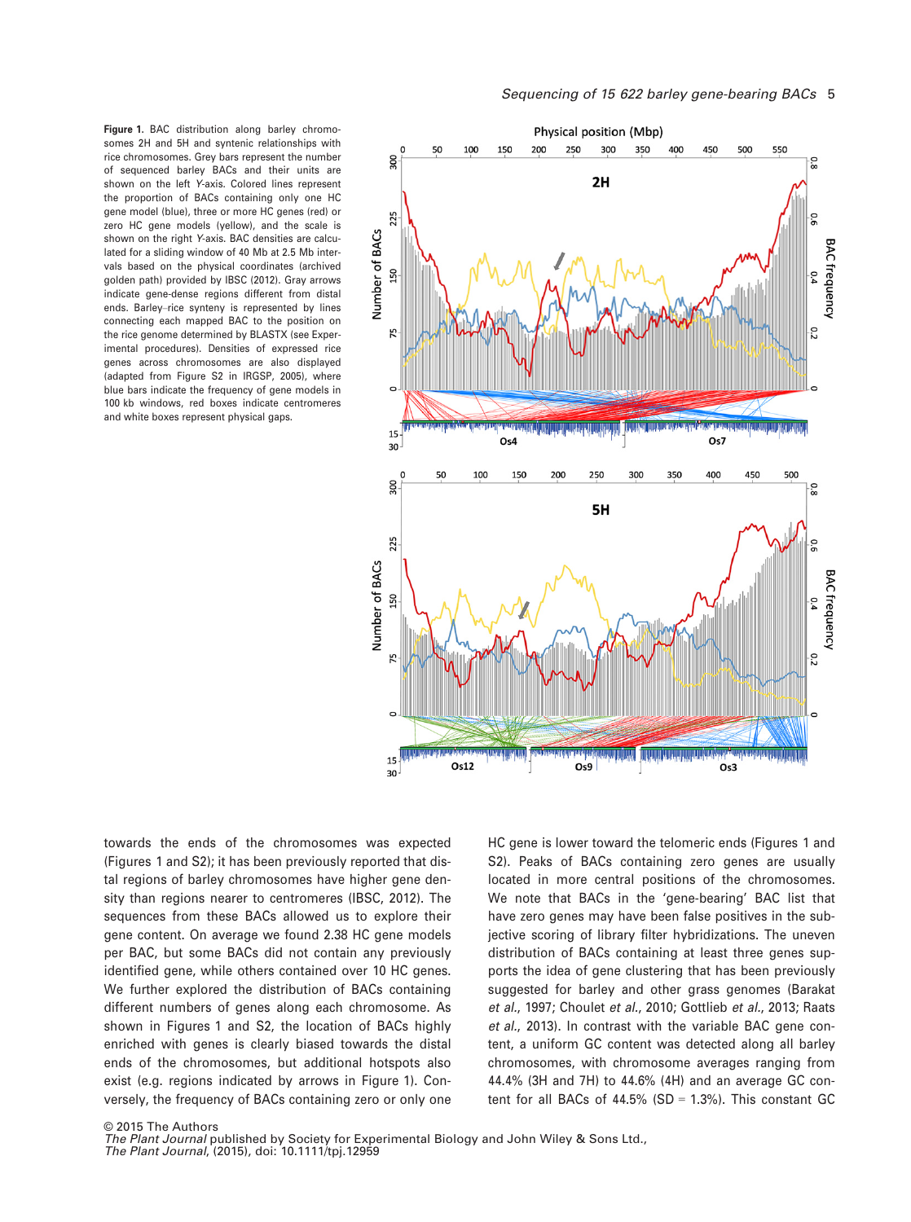**Figure 1.** BAC distribution along barley chromosomes 2H and 5H and syntenic relationships with rice chromosomes. Grey bars represent the number of sequenced barley BACs and their units are shown on the left *Y*-axis. Colored lines represent the proportion of BACs containing only one HC gene model (blue), three or more HC genes (red) or zero HC gene models (yellow), and the scale is shown on the right *Y*-axis. BAC densities are calculated for a sliding window of 40 Mb at 2.5 Mb intervals based on the physical coordinates (archived golden path) provided by IBSC (2012). Gray arrows indicate gene-dense regions different from distal ends. Barley–rice synteny is represented by lines connecting each mapped BAC to the position on the rice genome determined by BLASTX (see Experimental procedures). Densities of expressed rice genes across chromosomes are also displayed (adapted from Figure S2 in IRGSP, 2005), where blue bars indicate the frequency of gene models in 100 kb windows, red boxes indicate centromeres and white boxes represent physical gaps.

towards the ends of the chromosomes was expected (Figures 1 and S2); it has been previously reported that distal regions of barley chromosomes have higher gene density than regions nearer to centromeres (IBSC, 2012). The sequences from these BACs allowed us to explore their gene content. On average we found 2.38 HC gene models per BAC, but some BACs did not contain any previously identified gene, while others contained over 10 HC genes. We further explored the distribution of BACs containing different numbers of genes along each chromosome. As shown in Figures 1 and S2, the location of BACs highly enriched with genes is clearly biased towards the distal ends of the chromosomes, but additional hotspots also exist (e.g. regions indicated by arrows in Figure 1). Conversely, the frequency of BACs containing zero or only one HC gene is lower toward the telomeric ends (Figures 1 and S2). Peaks of BACs containing zero genes are usually located in more central positions of the chromosomes. We note that BACs in the 'gene-bearing' BAC list that have zero genes may have been false positives in the subjective scoring of library filter hybridizations. The uneven distribution of BACs containing at least three genes supports the idea of gene clustering that has been previously suggested for barley and other grass genomes (Barakat *et al.*, 1997; Choulet *et al.*, 2010; Gottlieb *et al.*, 2013; Raats *et al.*, 2013). In contrast with the variable BAC gene content, a uniform GC content was detected along all barley chromosomes, with chromosome averages ranging from 44.4% (3H and 7H) to 44.6% (4H) and an average GC content for all BACs of 44.5% (SD = 1.3%). This constant GC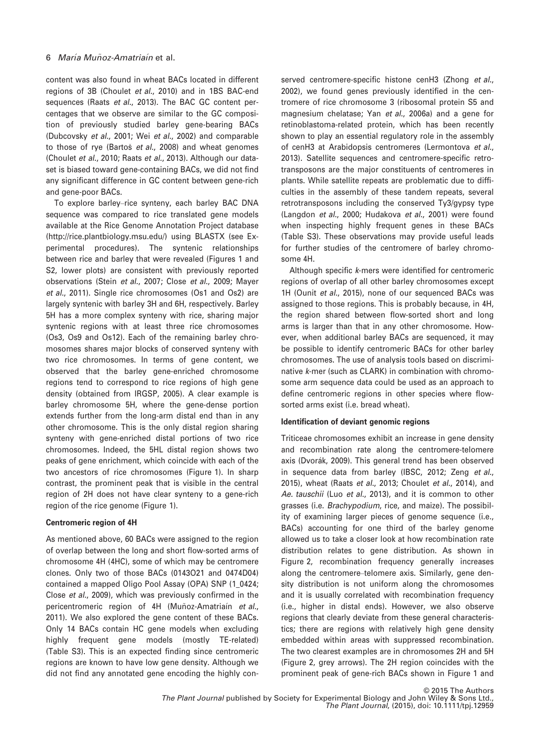content was also found in wheat BACs located in different regions of 3B (Choulet *et al.*, 2010) and in 1BS BAC-end sequences (Raats *et al.*, 2013). The BAC GC content percentages that we observe are similar to the GC composition of previously studied barley gene-bearing BACs (Dubcovsky *et al.*, 2001; Wei *et al.*, 2002) and comparable to those of rye (Bartoš *et al.*, 2008) and wheat genomes (Choulet *et al.*, 2010; Raats *et al.*, 2013). Although our dataset is biased toward gene-containing BACs, we did not find any significant difference in GC content between gene-rich and gene-poor BACs.

To explore barley–rice synteny, each barley BAC DNA sequence was compared to rice translated gene models available at the Rice Genome Annotation Project database (http://rice.plantbiology.msu.edu/) using BLASTX (see Experimental procedures). The syntenic relationships between rice and barley that were revealed (Figures 1 and S2, lower plots) are consistent with previously reported observations (Stein *et al.*, 2007; Close *et al.*, 2009; Mayer *et al.*, 2011). Single rice chromosomes (Os1 and Os2) are largely syntenic with barley 3H and 6H, respectively. Barley 5H has a more complex synteny with rice, sharing major syntenic regions with at least three rice chromosomes (Os3, Os9 and Os12). Each of the remaining barley chromosomes shares major blocks of conserved synteny with two rice chromosomes. In terms of gene content, we observed that the barley gene-enriched chromosome regions tend to correspond to rice regions of high gene density (obtained from IRGSP, 2005). A clear example is barley chromosome 5H, where the gene-dense portion extends further from the long-arm distal end than in any other chromosome. This is the only distal region sharing synteny with gene-enriched distal portions of two rice chromosomes. Indeed, the 5HL distal region shows two peaks of gene enrichment, which coincide with each of the two ancestors of rice chromosomes (Figure 1). In sharp contrast, the prominent peak that is visible in the central region of 2H does not have clear synteny to a gene-rich region of the rice genome (Figure 1).

### Centromeric region of 4H

As mentioned above, 60 BACs were assigned to the region of overlap between the long and short flow-sorted arms of chromosome 4H (4HC), some of which may be centromere clones. Only two of those BACs (0143O21 and 0474D04) contained a mapped Oligo Pool Assay (OPA) SNP (1_0424; Close *et al.*, 2009), which was previously confirmed in the pericentromeric region of 4H (Muñoz-Amatriaín *et al.*, 2011). We also explored the gene content of these BACs. Only 14 BACs contain HC gene models when excluding highly frequent gene models (mostly TE-related) (Table S3). This is an expected finding since centromeric regions are known to have low gene density. Although we did not find any annotated gene encoding the highly conserved centromere-specific histone cenH3 (Zhong *et al.*, 2002), we found genes previously identified in the centromere of rice chromosome 3 (ribosomal protein S5 and magnesium chelatase; Yan *et al.*, 2006a) and a gene for retinoblastoma-related protein, which has been recently shown to play an essential regulatory role in the assembly of cenH3 at Arabidopsis centromeres (Lermontova *et al.*, 2013). Satellite sequences and centromere-specific retrotransposons are the major constituents of centromeres in plants. While satellite repeats are problematic due to difficulties in the assembly of these tandem repeats, several retrotransposons including the conserved Ty3/gypsy type (Langdon *et al.*, 2000; Hudakova *et al.*, 2001) were found when inspecting highly frequent genes in these BACs (Table S3). These observations may provide useful leads for further studies of the centromere of barley chromosome 4H.

Although specific *k*-mers were identified for centromeric regions of overlap of all other barley chromosomes except 1H (Ounit *et al.*, 2015), none of our sequenced BACs was assigned to those regions. This is probably because, in 4H, the region shared between flow-sorted short and long arms is larger than that in any other chromosome. However, when additional barley BACs are sequenced, it may be possible to identify centromeric BACs for other barley chromosomes. The use of analysis tools based on discriminative *k*-mer (such as CLARK) in combination with chromosome arm sequence data could be used as an approach to define centromeric regions in other species where flow-sorted arms exist (i.e. bread wheat).

### Identification of deviant genomic regions

Triticeae chromosomes exhibit an increase in gene density and recombination rate along the centromere-telomere axis (Dvorák, 2009). This general trend has been observed in sequence data from barley (IBSC, 2012; Zeng *et al.*, 2015), wheat (Raats *et al.*, 2013; Choulet *et al.*, 2014), and *Ae. tauschii* (Luo *et al.*, 2013), and it is common to other grasses (i.e. *Brachypodium*, rice, and maize). The possibility of examining larger pieces of genome sequence (i.e., BACs) accounting for one third of the barley genome allowed us to take a closer look at how recombination rate distribution relates to gene distribution. As shown in Figure 2, recombination frequency generally increases along the centromere–telomere axis. Similarly, gene density distribution is not uniform along the chromosomes and it is usually correlated with recombination frequency (i.e., higher in distal ends). However, we also observe regions that clearly deviate from these general characteristics; there are regions with relatively high gene density embedded within areas with suppressed recombination. The two clearest examples are in chromosomes 2H and 5H (Figure 2, grey arrows). The 2H region coincides with the prominent peak of gene-rich BACs shown in Figure 1 and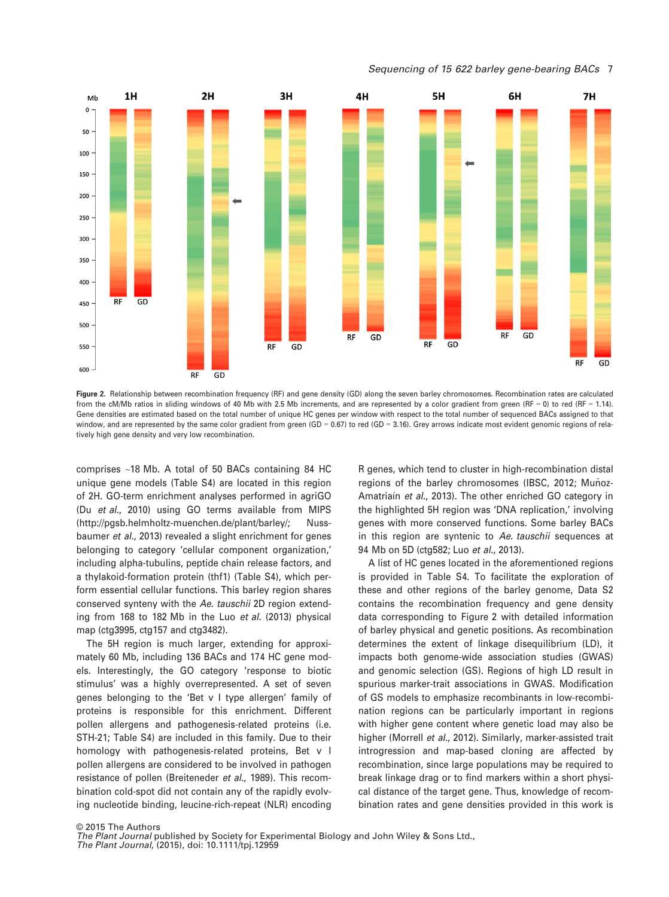Figure 2. Relationship between recombination frequency (RF) and gene density (GD) along the seven barley chromosomes. Recombination rates are calculated from the cM/Mb ratios in sliding windows of 40 Mb with 2.5 Mb increments, and are represented by a color gradient from green (RF = 0) to red (RF = 1.14). Gene densities are estimated based on the total number of unique HC genes per window with respect to the total number of sequenced BACs assigned to that window, and are represented by the same color gradient from green (GD = 0.67) to red (GD = 3.16). Grey arrows indicate most evident genomic regions of relatively high gene density and very low recombination.

comprises ~18 Mb. A total of 50 BACs containing 84 HC unique gene models (Table S4) are located in this region of 2H. GO-term enrichment analyses performed in agriGO (Du *et al.*, 2010) using GO terms available from MIPS (http://pgsb.helmholtz-muenchen.de/plant/barley/; Nussbaumer *et al.*, 2013) revealed a slight enrichment for genes belonging to category 'cellular component organization,' including alpha-tubulins, peptide chain release factors, and a thylakoid-formation protein (thf1) (Table S4), which perform essential cellular functions. This barley region shares conserved synteny with the *Ae. tauschii* 2D region extending from 168 to 182 Mb in the Luo *et al.* (2013) physical map (ctg3995, ctg157 and ctg3482).

The 5H region is much larger, extending for approximately 60 Mb, including 136 BACs and 174 HC gene models. Interestingly, the GO category 'response to biotic stimulus' was a highly overrepresented. A set of seven genes belonging to the 'Bet v I type allergen' family of proteins is responsible for this enrichment. Different pollen allergens and pathogenesis-related proteins (i.e. STH-21; Table S4) are included in this family. Due to their homology with pathogenesis-related proteins, Bet v I pollen allergens are considered to be involved in pathogen resistance of pollen (Breiteneder *et al.*, 1989). This recombination cold-spot did not contain any of the rapidly evolving nucleotide binding, leucine-rich-repeat (NLR) encoding R genes, which tend to cluster in high-recombination distal regions of the barley chromosomes (IBSC, 2012; Muñoz-Amatriaín *et al.*, 2013). The other enriched GO category in the highlighted 5H region was 'DNA replication,' involving genes with more conserved functions. Some barley BACs in this region are syntenic to *Ae. tauschii* sequences at 94 Mb on 5D (ctg582; Luo *et al.*, 2013).

A list of HC genes located in the aforementioned regions is provided in Table S4. To facilitate the exploration of these and other regions of the barley genome, Data S2 contains the recombination frequency and gene density data corresponding to Figure 2 with detailed information of barley physical and genetic positions. As recombination determines the extent of linkage disequilibrium (LD), it impacts both genome-wide association studies (GWAS) and genomic selection (GS). Regions of high LD result in spurious marker-trait associations in GWAS. Modification of GS models to emphasize recombinants in low-recombination regions can be particularly important in regions with higher gene content where genetic load may also be higher (Morrell *et al.*, 2012). Similarly, marker-assisted trait introgression and map-based cloning are affected by recombination, since large populations may be required to break linkage drag or to find markers within a short physical distance of the target gene. Thus, knowledge of recombination rates and gene densities provided in this work is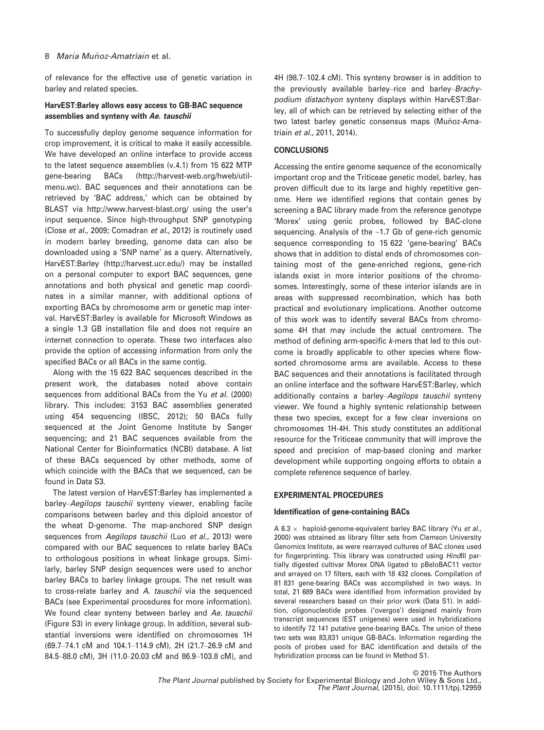of relevance for the effective use of genetic variation in barley and related species.

### HarvEST:Barley allows easy access to GB-BAC sequence assemblies and synteny with *Ae. tauschii*

To successfully deploy genome sequence information for crop improvement, it is critical to make it easily accessible. We have developed an online interface to provide access to the latest sequence assemblies (v.4.1) from 15 622 MTP gene-bearing BACs (http://harvest-web.org/hweb/utilmenu.wc). BAC sequences and their annotations can be retrieved by 'BAC address,' which can be obtained by BLAST via http://www.harvest-blast.org/ using the user's input sequence. Since high-throughput SNP genotyping (Close *et al.*, 2009; Comadran *et al.*, 2012) is routinely used in modern barley breeding, genome data can also be downloaded using a 'SNP name' as a query. Alternatively, HarvEST:Barley (http://harvest.ucr.edu/) may be installed on a personal computer to export BAC sequences, gene annotations and both physical and genetic map coordinates in a similar manner, with additional options of exporting BACs by chromosome arm or genetic map interval. HarvEST:Barley is available for Microsoft Windows as a single 1.3 GB installation file and does not require an internet connection to operate. These two interfaces also provide the option of accessing information from only the specified BACs or all BACs in the same contig.

Along with the 15 622 BAC sequences described in the present work, the databases noted above contain sequences from additional BACs from the Yu *et al.* (2000) library. This includes: 3153 BAC assemblies generated using 454 sequencing (IBSC, 2012); 50 BACs fully sequenced at the Joint Genome Institute by Sanger sequencing; and 21 BAC sequences available from the National Center for Bioinformatics (NCBI) database. A list of these BACs sequenced by other methods, some of which coincide with the BACs that we sequenced, can be found in Data S3.

The latest version of HarvEST:Barley has implemented a barley–*Aegilops tauschii* synteny viewer, enabling facile comparisons between barley and this diploid ancestor of the wheat D-genome. The map-anchored SNP design sequences from *Aegilops tauschii* (Luo *et al.*, 2013) were compared with our BAC sequences to relate barley BACs to orthologous positions in wheat linkage groups. Similarly, barley SNP design sequences were used to anchor barley BACs to barley linkage groups. The net result was to cross-relate barley and *A. tauschii* via the sequenced BACs (see Experimental procedures for more information). We found clear synteny between barley and *Ae. tauschii* (Figure S3) in every linkage group. In addition, several substantial inversions were identified on chromosomes 1H (69.7–74.1 cM and 104.1–114.9 cM), 2H (21.7–26.9 cM and 84.5–88.0 cM), 3H (11.0–20.03 cM and 86.9–103.8 cM), and 4H (98.7–102.4 cM). This synteny browser is in addition to the previously available barley–rice and barley–*Brachypodium distachyon* synteny displays within HarvEST:Barley, all of which can be retrieved by selecting either of the two latest barley genetic consensus maps (Muñoz-Amatriaín *et al.*, 2011, 2014).

## CONCLUSIONS

Accessing the entire genome sequence of the economically important crop and the Triticeae genetic model, barley, has proven difficult due to its large and highly repetitive genome. Here we identified regions that contain genes by screening a BAC library made from the reference genotype 'Morex' using genic probes, followed by BAC-clone sequencing. Analysis of the ~1.7 Gb of gene-rich genomic sequence corresponding to 15 622 'gene-bearing' BACs shows that in addition to distal ends of chromosomes containing most of the gene-enriched regions, gene-rich islands exist in more interior positions of the chromosomes. Interestingly, some of these interior islands are in areas with suppressed recombination, which has both practical and evolutionary implications. Another outcome of this work was to identify several BACs from chromosome 4H that may include the actual centromere. The method of defining arm-specific *k*-mers that led to this outcome is broadly applicable to other species where flow-sorted chromosome arms are available. Access to these BAC sequences and their annotations is facilitated through an online interface and the software HarvEST:Barley, which additionally contains a barley–*Aegilops tauschii* synteny viewer. We found a highly syntenic relationship between these two species, except for a few clear inversions on chromosomes 1H-4H. This study constitutes an additional resource for the Triticeae community that will improve the speed and precision of map-based cloning and marker development while supporting ongoing efforts to obtain a complete reference sequence of barley.

## EXPERIMENTAL PROCEDURES

### Identification of gene-containing BACs

A 6.3 × haploid-genome-equivalent barley BAC library (Yu *et al.*, 2000) was obtained as library filter sets from Clemson University Genomics Institute, as were rearrayed cultures of BAC clones used for fingerprinting. This library was constructed using *Hin*dIII partially digested cultivar Morex DNA ligated to pBeloBAC11 vector and arrayed on 17 filters, each with 18 432 clones. Compilation of 81 831 gene-bearing BACs was accomplished in two ways. In total, 21 689 BACs were identified from information provided by several researchers based on their prior work (Data S1). In addition, oligonucleotide probes ('overgos') designed mainly from transcript sequences (EST unigenes) were used in hybridizations to identify 72 141 putative gene-bearing BACs. The union of these two sets was 83,831 unique GB-BACs. Information regarding the pools of probes used for BAC identification and details of the hybridization process can be found in Method S1.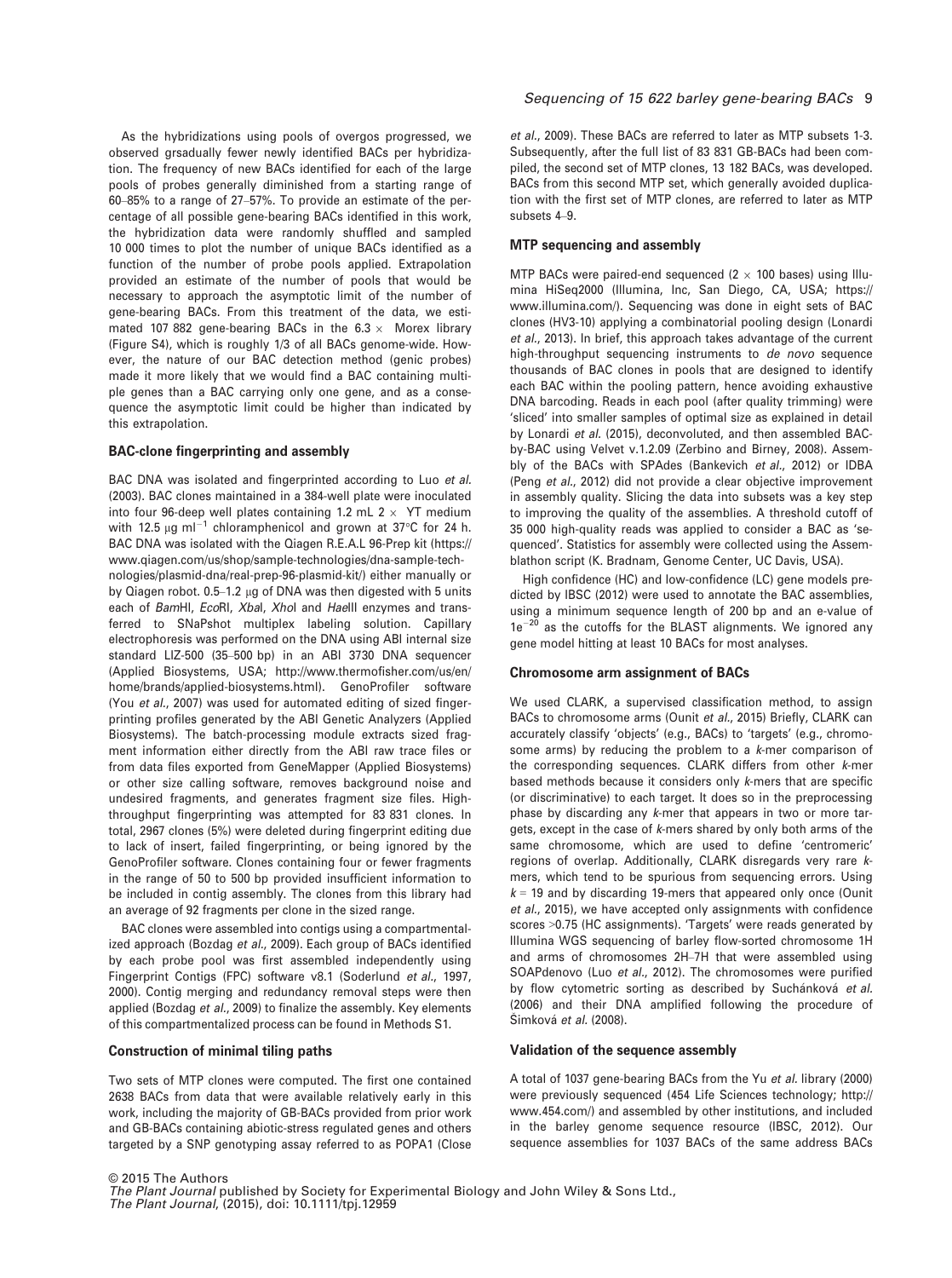As the hybridizations using pools of overgos progressed, we observed grsadually fewer newly identified BACs per hybridization. The frequency of new BACs identified for each of the large pools of probes generally diminished from a starting range of 60–85% to a range of 27–57%. To provide an estimate of the percentage of all possible gene-bearing BACs identified in this work, the hybridization data were randomly shuffled and sampled 10 000 times to plot the number of unique BACs identified as a function of the number of probe pools applied. Extrapolation provided an estimate of the number of pools that would be necessary to approach the asymptotic limit of the number of gene-bearing BACs. From this treatment of the data, we estimated 107 882 gene-bearing BACs in the 6.3 × Morex library (Figure S4), which is roughly 1/3 of all BACs genome-wide. However, the nature of our BAC detection method (genic probes) made it more likely that we would find a BAC containing multiple genes than a BAC carrying only one gene, and as a consequence the asymptotic limit could be higher than indicated by this extrapolation.

### BAC-clone fingerprinting and assembly

BAC DNA was isolated and fingerprinted according to Luo *et al.* (2003). BAC clones maintained in a 384-well plate were inoculated into four 96-deep well plates containing 1.2 mL 2 × YT medium with 12.5 μg ml$^{-1}$ chloramphenicol and grown at 37°C for 24 h. BAC DNA was isolated with the Qiagen R.E.A.L 96-Prep kit (https://www.qiagen.com/us/shop/sample-technologies/dna-sample-technologies/plasmid-dna/real-prep-96-plasmid-kit/) either manually or by Qiagen robot. 0.5–1.2 μg of DNA was then digested with 5 units each of *Bam*HI, *Eco*RI, *Xba*I, *Xho*I and *Hae*III enzymes and transferred to SNaPshot multiplex labeling solution. Capillary electrophoresis was performed on the DNA using ABI internal size standard LIZ-500 (35–500 bp) in an ABI 3730 DNA sequencer (Applied Biosystems, USA; http://www.thermofisher.com/us/en/home/brands/applied-biosystems.html). GenoProfiler software (You *et al.*, 2007) was used for automated editing of sized fingerprinting profiles generated by the ABI Genetic Analyzers (Applied Biosystems). The batch-processing module extracts sized fragment information either directly from the ABI raw trace files or from data files exported from GeneMapper (Applied Biosystems) or other size calling software, removes background noise and undesired fragments, and generates fragment size files. High-throughput fingerprinting was attempted for 83 831 clones. In total, 2967 clones (5%) were deleted during fingerprint editing due to lack of insert, failed fingerprinting, or being ignored by the GenoProfiler software. Clones containing four or fewer fragments in the range of 50 to 500 bp provided insufficient information to be included in contig assembly. The clones from this library had an average of 92 fragments per clone in the sized range.

BAC clones were assembled into contigs using a compartmentalized approach (Bozdag *et al.*, 2009). Each group of BACs identified by each probe pool was first assembled independently using Fingerprint Contigs (FPC) software v8.1 (Soderlund *et al.*, 1997, 2000). Contig merging and redundancy removal steps were then applied (Bozdag *et al.*, 2009) to finalize the assembly. Key elements of this compartmentalized process can be found in Methods S1.

### Construction of minimal tiling paths

Two sets of MTP clones were computed. The first one contained 2638 BACs from data that were available relatively early in this work, including the majority of GB-BACs provided from prior work and GB-BACs containing abiotic-stress regulated genes and others targeted by a SNP genotyping assay referred to as POPA1 (Close *et al.*, 2009). These BACs are referred to later as MTP subsets 1-3. Subsequently, after the full list of 83 831 GB-BACs had been compiled, the second set of MTP clones, 13 182 BACs, was developed. BACs from this second MTP set, which generally avoided duplication with the first set of MTP clones, are referred to later as MTP subsets 4–9.

### MTP sequencing and assembly

MTP BACs were paired-end sequenced (2 × 100 bases) using Illumina HiSeq2000 (Illumina, Inc, San Diego, CA, USA; https://www.illumina.com/). Sequencing was done in eight sets of BAC clones (HV3-10) applying a combinatorial pooling design (Lonardi *et al.*, 2013). In brief, this approach takes advantage of the current high-throughput sequencing instruments to *de novo* sequence thousands of BAC clones in pools that are designed to identify each BAC within the pooling pattern, hence avoiding exhaustive DNA barcoding. Reads in each pool (after quality trimming) were 'sliced' into smaller samples of optimal size as explained in detail by Lonardi *et al.* (2015), deconvoluted, and then assembled BAC-by-BAC using Velvet v.1.2.09 (Zerbino and Birney, 2008). Assembly of the BACs with SPAdes (Bankevich *et al.*, 2012) or IDBA (Peng *et al.*, 2012) did not provide a clear objective improvement in assembly quality. Slicing the data into subsets was a key step to improving the quality of the assemblies. A threshold cutoff of 35 000 high-quality reads was applied to consider a BAC as 'sequenced'. Statistics for assembly were collected using the Assemblathon script (K. Bradnam, Genome Center, UC Davis, USA).

High confidence (HC) and low-confidence (LC) gene models predicted by IBSC (2012) were used to annotate the BAC assemblies, using a minimum sequence length of 200 bp and an e-value of $1e^{-20}$ as the cutoffs for the BLAST alignments. We ignored any gene model hitting at least 10 BACs for most analyses.

### Chromosome arm assignment of BACs

We used CLARK, a supervised classification method, to assign BACs to chromosome arms (Ounit *et al.*, 2015) Briefly, CLARK can accurately classify 'objects' (e.g., BACs) to 'targets' (e.g., chromosome arms) by reducing the problem to a *k*-mer comparison of the corresponding sequences. CLARK differs from other *k*-mer based methods because it considers only *k*-mers that are specific (or discriminative) to each target. It does so in the preprocessing phase by discarding any *k*-mer that appears in two or more targets, except in the case of *k*-mers shared by only both arms of the same chromosome, which are used to define 'centromeric' regions of overlap. Additionally, CLARK disregards very rare *k*-mers, which tend to be spurious from sequencing errors. Using $k = 19$ and by discarding 19-mers that appeared only once (Ounit *et al.*, 2015), we have accepted only assignments with confidence scores >0.75 (HC assignments). 'Targets' were reads generated by Illumina WGS sequencing of barley flow-sorted chromosome 1H and arms of chromosomes 2H–7H that were assembled using SOAPdenovo (Luo *et al.*, 2012). The chromosomes were purified by flow cytometric sorting as described by Suchánková *et al.* (2006) and their DNA amplified following the procedure of Šimková *et al.* (2008).

### Validation of the sequence assembly

A total of 1037 gene-bearing BACs from the Yu *et al.* library (2000) were previously sequenced (454 Life Sciences technology; http://www.454.com/) and assembled by other institutions, and included in the barley genome sequence resource (IBSC, 2012). Our sequence assemblies for 1037 BACs of the same address BACs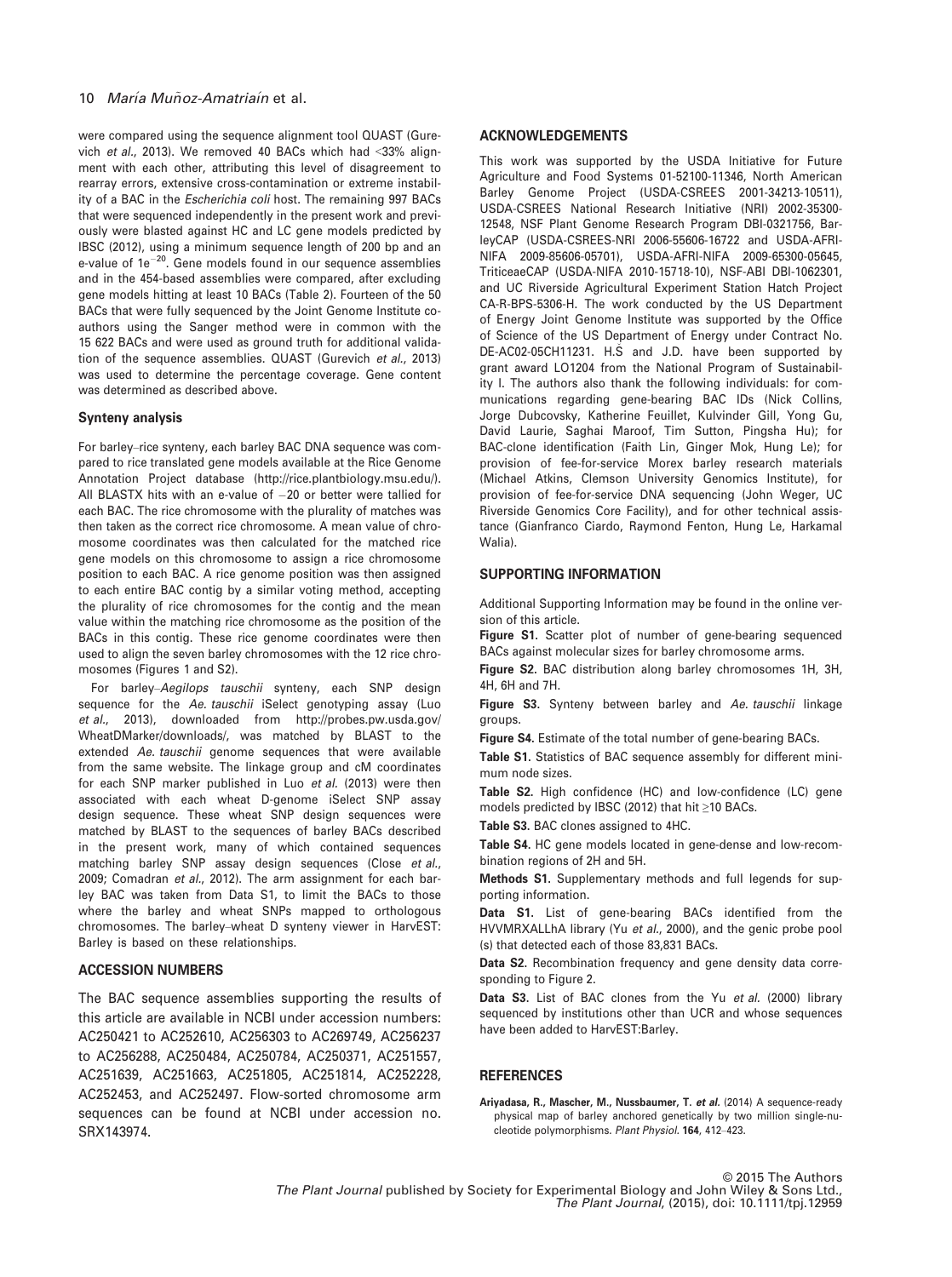were compared using the sequence alignment tool QUAST (Gurevich *et al*., 2013). We removed 40 BACs which had <33% alignment with each other, attributing this level of disagreement to rearray errors, extensive cross-contamination or extreme instability of a BAC in the *Escherichia coli* host. The remaining 997 BACs that were sequenced independently in the present work and previously were blasted against HC and LC gene models predicted by IBSC (2012), using a minimum sequence length of 200 bp and an e-value of $1e^{-20}$. Gene models found in our sequence assemblies and in the 454-based assemblies were compared, after excluding gene models hitting at least 10 BACs (Table 2). Fourteen of the 50 BACs that were fully sequenced by the Joint Genome Institute co-authors using the Sanger method were in common with the 15 622 BACs and were used as ground truth for additional validation of the sequence assemblies. QUAST (Gurevich *et al*., 2013) was used to determine the percentage coverage. Gene content was determined as described above.

### Synteny analysis

For barley–rice synteny, each barley BAC DNA sequence was compared to rice translated gene models available at the Rice Genome Annotation Project database (http://rice.plantbiology.msu.edu/). All BLASTX hits with an e-value of −20 or better were tallied for each BAC. The rice chromosome with the plurality of matches was then taken as the correct rice chromosome. A mean value of chromosome coordinates was then calculated for the matched rice gene models on this chromosome to assign a rice chromosome position to each BAC. A rice genome position was then assigned to each entire BAC contig by a similar voting method, accepting the plurality of rice chromosomes for the contig and the mean value within the matching rice chromosome as the position of the BACs in this contig. These rice genome coordinates were then used to align the seven barley chromosomes with the 12 rice chromosomes (Figures 1 and S2).

For barley–*Aegilops tauschii* synteny, each SNP design sequence for the *Ae. tauschii* iSelect genotyping assay (Luo *et al*., 2013), downloaded from http://probes.pw.usda.gov/WheatDMarker/downloads/, was matched by BLAST to the extended *Ae. tauschii* genome sequences that were available from the same website. The linkage group and cM coordinates for each SNP marker published in Luo *et al*. (2013) were then associated with each wheat D-genome iSelect SNP assay design sequence. These wheat SNP design sequences were matched by BLAST to the sequences of barley BACs described in the present work, many of which contained sequences matching barley SNP assay design sequences (Close *et al*., 2009; Comadran *et al*., 2012). The arm assignment for each barley BAC was taken from Data S1, to limit the BACs to those where the barley and wheat SNPs mapped to orthologous chromosomes. The barley–wheat D synteny viewer in HarvEST: Barley is based on these relationships.

## ACCESSION NUMBERS

The BAC sequence assemblies supporting the results of this article are available in NCBI under accession numbers: AC250421 to AC252610, AC256303 to AC269749, AC256237 to AC256288, AC250484, AC250784, AC250371, AC251557, AC251639, AC251663, AC251805, AC251814, AC252228, AC252453, and AC252497. Flow-sorted chromosome arm sequences can be found at NCBI under accession no. SRX143974.

## ACKNOWLEDGEMENTS

This work was supported by the USDA Initiative for Future Agriculture and Food Systems 01-52100-11346, North American Barley Genome Project (USDA-CSREES 2001-34213-10511), USDA-CSREES National Research Initiative (NRI) 2002-35300-12548, NSF Plant Genome Research Program DBI-0321756, BarleyCAP (USDA-CSREES-NRI 2006-55606-16722 and USDA-AFRI-NIFA 2009-85606-05701), USDA-AFRI-NIFA 2009-65300-05645, TriticeaeCAP (USDA-NIFA 2010-15718-10), NSF-ABI DBI-1062301, and UC Riverside Agricultural Experiment Station Hatch Project CA-R-BPS-5306-H. The work conducted by the US Department of Energy Joint Genome Institute was supported by the Office of Science of the US Department of Energy under Contract No. DE-AC02-05CH11231. H.S and J.D. have been supported by grant award LO1204 from the National Program of Sustainability I. The authors also thank the following individuals: for communications regarding gene-bearing BAC IDs (Nick Collins, Jorge Dubcovsky, Katherine Feuillet, Kulvinder Gill, Yong Gu, David Laurie, Saghai Maroof, Tim Sutton, Pingsha Hu); for BAC-clone identification (Faith Lin, Ginger Mok, Hung Le); for provision of fee-for-service Morex barley research materials (Michael Atkins, Clemson University Genomics Institute), for provision of fee-for-service DNA sequencing (John Weger, UC Riverside Genomics Core Facility), and for other technical assistance (Gianfranco Ciardo, Raymond Fenton, Hung Le, Harkamal Walia).

## SUPPORTING INFORMATION

Additional Supporting Information may be found in the online version of this article.

**Figure S1.** Scatter plot of number of gene-bearing sequenced BACs against molecular sizes for barley chromosome arms.

**Figure S2.** BAC distribution along barley chromosomes 1H, 3H, 4H, 6H and 7H.

**Figure S3.** Synteny between barley and *Ae. tauschii* linkage groups.

**Figure S4.** Estimate of the total number of gene-bearing BACs.

**Table S1.** Statistics of BAC sequence assembly for different minimum node sizes.

**Table S2.** High confidence (HC) and low-confidence (LC) gene models predicted by IBSC (2012) that hit ≥10 BACs.

**Table S3.** BAC clones assigned to 4HC.

**Table S4.** HC gene models located in gene-dense and low-recombination regions of 2H and 5H.

**Methods S1.** Supplementary methods and full legends for supporting information.

**Data S1.** List of gene-bearing BACs identified from the HVVMRXALLhA library (Yu *et al*., 2000), and the genic probe pool (s) that detected each of those 83,831 BACs.

**Data S2.** Recombination frequency and gene density data corresponding to Figure 2.

**Data S3.** List of BAC clones from the Yu *et al*. (2000) library sequenced by institutions other than UCR and whose sequences have been added to HarvEST:Barley.

## REFERENCES

**Ariyadasa, R., Mascher, M., Nussbaumer, T.** ***et al.*** (2014) A sequence-ready physical map of barley anchored genetically by two million single-nucleotide polymorphisms. *Plant Physiol.* **164**, 412–423.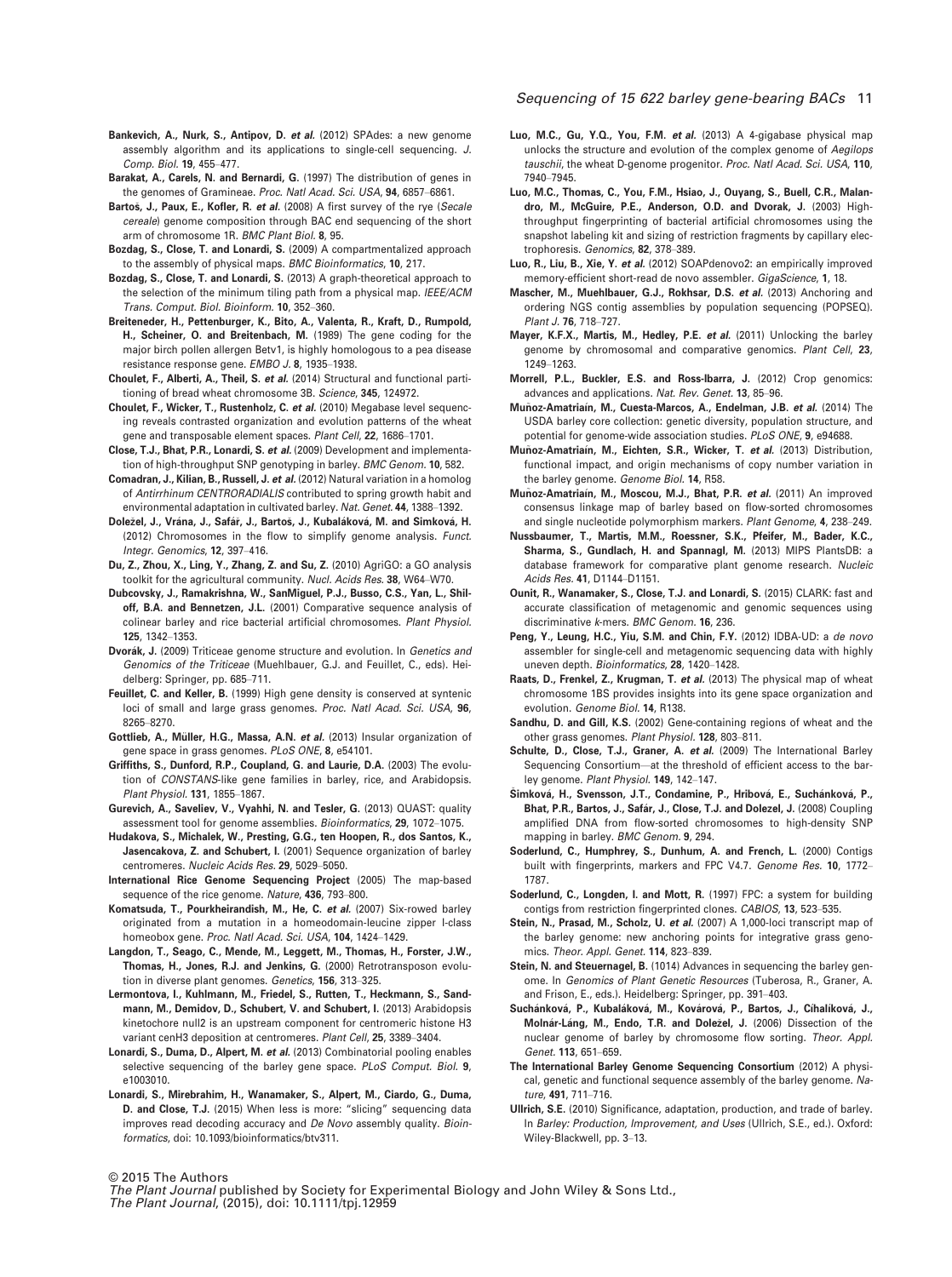**Bankevich, A., Nurk, S., Antipov, D. *et al.*** (2012) SPAdes: a new genome assembly algorithm and its applications to single-cell sequencing. *J. Comp. Biol.* **19**, 455–477.

**Barakat, A., Carels, N. and Bernardi, G.** (1997) The distribution of genes in the genomes of Gramineae. *Proc. Natl Acad. Sci. USA*, **94**, 6857–6861.

**Bartoš, J., Paux, E., Kofler, R. *et al.*** (2008) A first survey of the rye (*Secale cereale*) genome composition through BAC end sequencing of the short arm of chromosome 1R. *BMC Plant Biol.* **8**, 95.

**Bozdag, S., Close, T. and Lonardi, S.** (2009) A compartmentalized approach to the assembly of physical maps. *BMC Bioinformatics*, **10**, 217.

**Bozdag, S., Close, T. and Lonardi, S.** (2013) A graph-theoretical approach to the selection of the minimum tiling path from a physical map. *IEEE/ACM Trans. Comput. Biol. Bioinform.* **10**, 352–360.

**Breiteneder, H., Pettenburger, K., Bito, A., Valenta, R., Kraft, D., Rumpold, H., Scheiner, O. and Breitenbach, M.** (1989) The gene coding for the major birch pollen allergen Betv1, is highly homologous to a pea disease resistance response gene. *EMBO J.* **8**, 1935–1938.

**Choulet, F., Alberti, A., Theil, S. *et al.*** (2014) Structural and functional partitioning of bread wheat chromosome 3B. *Science*, **345**, 124972.

**Choulet, F., Wicker, T., Rustenholz, C. *et al.*** (2010) Megabase level sequencing reveals contrasted organization and evolution patterns of the wheat gene and transposable element spaces. *Plant Cell*, **22**, 1686–1701.

**Close, T.J., Bhat, P.R., Lonardi, S. *et al.*** (2009) Development and implementation of high-throughput SNP genotyping in barley. *BMC Genom.* **10**, 582.

**Comadran, J., Kilian, B., Russell, J. *et al.*** (2012) Natural variation in a homolog of *Antirrhinum CENTRORADIALIS* contributed to spring growth habit and environmental adaptation in cultivated barley. *Nat. Genet.* **44**, 1388–1392.

**Doležel, J., Vrána, J., Šafář, J., Bartoš, J., Kubaláková, M. and Simková, H.** (2012) Chromosomes in the flow to simplify genome analysis. *Funct. Integr. Genomics*, **12**, 397–416.

**Du, Z., Zhou, X., Ling, Y., Zhang, Z. and Su, Z.** (2010) AgriGO: a GO analysis toolkit for the agricultural community. *Nucl. Acids Res.* **38**, W64–W70.

**Dubcovsky, J., Ramakrishna, W., SanMiguel, P.J., Busso, C.S., Yan, L., Shiloff, B.A. and Bennetzen, J.L.** (2001) Comparative sequence analysis of colinear barley and rice bacterial artificial chromosomes. *Plant Physiol.* **125**, 1342–1353.

**Dvorák, J.** (2009) Triticeae genome structure and evolution. In *Genetics and Genomics of the Triticeae* (Muehlbauer, G.J. and Feuillet, C., eds). Heidelberg: Springer, pp. 685–711.

**Feuillet, C. and Keller, B.** (1999) High gene density is conserved at syntenic loci of small and large grass genomes. *Proc. Natl Acad. Sci. USA*, **96**, 8265–8270.

**Gottlieb, A., Müller, H.G., Massa, A.N. *et al.*** (2013) Insular organization of gene space in grass genomes. *PLoS ONE*, **8**, e54101.

**Griffiths, S., Dunford, R.P., Coupland, G. and Laurie, D.A.** (2003) The evolution of *CONSTANS*-like gene families in barley, rice, and Arabidopsis. *Plant Physiol.* **131**, 1855–1867.

**Gurevich, A., Saveliev, V., Vyahhi, N. and Tesler, G.** (2013) QUAST: quality assessment tool for genome assemblies. *Bioinformatics*, **29**, 1072–1075.

**Hudakova, S., Michalek, W., Presting, G.G., ten Hoopen, R., dos Santos, K., Jasencakova, Z. and Schubert, I.** (2001) Sequence organization of barley centromeres. *Nucleic Acids Res.* **29**, 5029–5050.

**International Rice Genome Sequencing Project** (2005) The map-based sequence of the rice genome. *Nature*, **436**, 793–800.

**Komatsuda, T., Pourkheirandish, M., He, C. *et al.*** (2007) Six-rowed barley originated from a mutation in a homeodomain-leucine zipper I-class homeobox gene. *Proc. Natl Acad. Sci. USA*, **104**, 1424–1429.

**Langdon, T., Seago, C., Mende, M., Leggett, M., Thomas, H., Forster, J.W., Thomas, H., Jones, R.J. and Jenkins, G.** (2000) Retrotransposon evolution in diverse plant genomes. *Genetics*, **156**, 313–325.

**Lermontova, I., Kuhlmann, M., Friedel, S., Rutten, T., Heckmann, S., Sandmann, M., Demidov, D., Schubert, V. and Schubert, I.** (2013) Arabidopsis kinetochore null2 is an upstream component for centromeric histone H3 variant cenH3 deposition at centromeres. *Plant Cell*, **25**, 3389–3404.

**Lonardi, S., Duma, D., Alpert, M. *et al.*** (2013) Combinatorial pooling enables selective sequencing of the barley gene space. *PLoS Comput. Biol.* **9**, e1003010.

**Lonardi, S., Mirebrahim, H., Wanamaker, S., Alpert, M., Ciardo, G., Duma, D. and Close, T.J.** (2015) When less is more: "slicing" sequencing data improves read decoding accuracy and *De Novo* assembly quality. *Bioinformatics*, doi: 10.1093/bioinformatics/btv311.

**Luo, M.C., Gu, Y.Q., You, F.M. *et al.*** (2013) A 4-gigabase physical map unlocks the structure and evolution of the complex genome of *Aegilops tauschii*, the wheat D-genome progenitor. *Proc. Natl Acad. Sci. USA*, **110**, 7940–7945.

**Luo, M.C., Thomas, C., You, F.M., Hsiao, J., Ouyang, S., Buell, C.R., Malandro, M., McGuire, P.E., Anderson, O.D. and Dvorak, J.** (2003) High-throughput fingerprinting of bacterial artificial chromosomes using the snapshot labeling kit and sizing of restriction fragments by capillary electrophoresis. *Genomics*, **82**, 378–389.

**Luo, R., Liu, B., Xie, Y. *et al.*** (2012) SOAPdenovo2: an empirically improved memory-efficient short-read de novo assembler. *GigaScience*, **1**, 18.

**Mascher, M., Muehlbauer, G.J., Rokhsar, D.S. *et al.*** (2013) Anchoring and ordering NGS contig assemblies by population sequencing (POPSEQ). *Plant J.* **76**, 718–727.

**Mayer, K.F.X., Martis, M., Hedley, P.E. *et al.*** (2011) Unlocking the barley genome by chromosomal and comparative genomics. *Plant Cell*, **23**, 1249–1263.

**Morrell, P.L., Buckler, E.S. and Ross-Ibarra, J.** (2012) Crop genomics: advances and applications. *Nat. Rev. Genet.* **13**, 85–96.

**Muñoz-Amatriaín, M., Cuesta-Marcos, A., Endelman, J.B. *et al.*** (2014) The USDA barley core collection: genetic diversity, population structure, and potential for genome-wide association studies. *PLoS ONE*, **9**, e94688.

**Muñoz-Amatriaín, M., Eichten, S.R., Wicker, T. *et al.*** (2013) Distribution, functional impact, and origin mechanisms of copy number variation in the barley genome. *Genome Biol.* **14**, R58.

**Muñoz-Amatriaín, M., Moscou, M.J., Bhat, P.R. *et al.*** (2011) An improved consensus linkage map of barley based on flow-sorted chromosomes and single nucleotide polymorphism markers. *Plant Genome*, **4**, 238–249.

**Nussbaumer, T., Martis, M.M., Roessner, S.K., Pfeifer, M., Bader, K.C., Sharma, S., Gundlach, H. and Spannagl, M.** (2013) MIPS PlantsDB: a database framework for comparative plant genome research. *Nucleic Acids Res.* **41**, D1144–D1151.

**Ounit, R., Wanamaker, S., Close, T.J. and Lonardi, S.** (2015) CLARK: fast and accurate classification of metagenomic and genomic sequences using discriminative *k*-mers. *BMC Genom.* **16**, 236.

**Peng, Y., Leung, H.C., Yiu, S.M. and Chin, F.Y.** (2012) IDBA-UD: a *de novo* assembler for single-cell and metagenomic sequencing data with highly uneven depth. *Bioinformatics*, **28**, 1420–1428.

**Raats, D., Frenkel, Z., Krugman, T. *et al.*** (2013) The physical map of wheat chromosome 1BS provides insights into its gene space organization and evolution. *Genome Biol.* **14**, R138.

**Sandhu, D. and Gill, K.S.** (2002) Gene-containing regions of wheat and the other grass genomes. *Plant Physiol.* **128**, 803–811.

**Schulte, D., Close, T.J., Graner, A. *et al.*** (2009) The International Barley Sequencing Consortium—at the threshold of efficient access to the barley genome. *Plant Physiol.* **149**, 142–147.

**Šimková, H., Svensson, J.T., Condamine, P., Hřibová, E., Suchánková, P., Bhat, P.R., Bartos, J., Šafář, J., Close, T.J. and Dolezel, J.** (2008) Coupling amplified DNA from flow-sorted chromosomes to high-density SNP mapping in barley. *BMC Genom.* **9**, 294.

**Soderlund, C., Humphrey, S., Dunhum, A. and French, L.** (2000) Contigs built with fingerprints, markers and FPC V4.7. *Genome Res.* **10**, 1772–1787.

**Soderlund, C., Longden, I. and Mott, R.** (1997) FPC: a system for building contigs from restriction fingerprinted clones. *CABIOS*, **13**, 523–535.

**Stein, N., Prasad, M., Scholz, U. *et al.*** (2007) A 1,000-loci transcript map of the barley genome: new anchoring points for integrative grass genomics. *Theor. Appl. Genet.* **114**, 823–839.

**Stein, N. and Steuernagel, B.** (1014) Advances in sequencing the barley genome. In *Genomics of Plant Genetic Resources* (Tuberosa, R., Graner, A. and Frison, E., eds.). Heidelberg: Springer, pp. 391–403.

**Suchánková, P., Kubaláková, M., Kovárová, P., Bartos, J., Cíhalíková, J., Molnár-Láng, M., Endo, T.R. and Doležel, J.** (2006) Dissection of the nuclear genome of barley by chromosome flow sorting. *Theor. Appl. Genet.* **113**, 651–659.

**The International Barley Genome Sequencing Consortium** (2012) A physical, genetic and functional sequence assembly of the barley genome. *Nature*, **491**, 711–716.

**Ullrich, S.E.** (2010) Significance, adaptation, production, and trade of barley. In *Barley: Production, Improvement, and Uses* (Ullrich, S.E., ed.). Oxford: Wiley-Blackwell, pp. 3–13.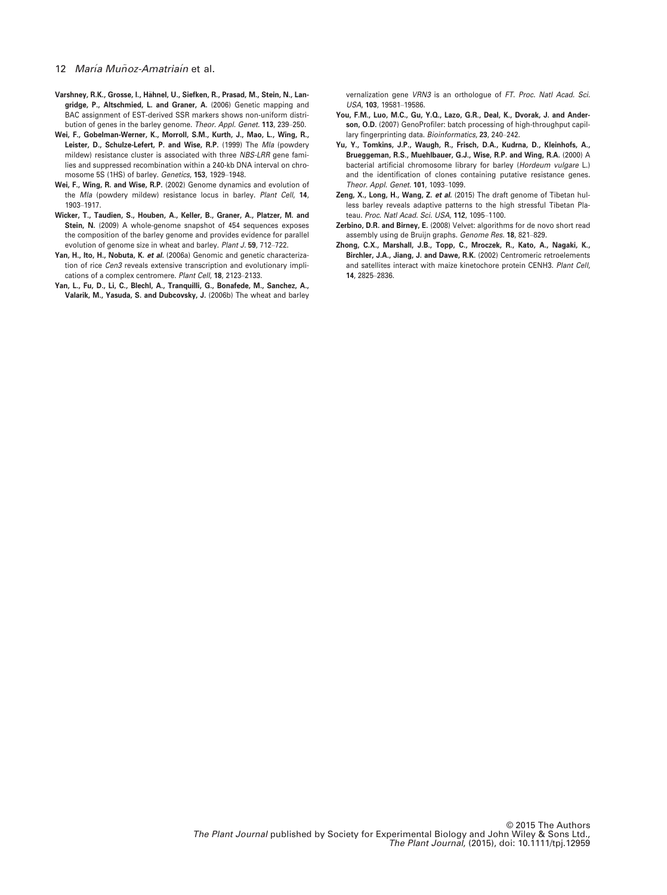**Varshney, R.K., Grosse, I., Hähnel, U., Siefken, R., Prasad, M., Stein, N., Langridge, P., Altschmied, L. and Graner, A.** (2006) Genetic mapping and BAC assignment of EST-derived SSR markers shows non-uniform distribution of genes in the barley genome. *Theor. Appl. Genet.* **113**, 239–250.

**Wei, F., Gobelman-Werner, K., Morroll, S.M., Kurth, J., Mao, L., Wing, R., Leister, D., Schulze-Lefert, P. and Wise, R.P.** (1999) The *Mla* (powdery mildew) resistance cluster is associated with three *NBS-LRR* gene families and suppressed recombination within a 240-kb DNA interval on chromosome 5S (1HS) of barley. *Genetics*, **153**, 1929–1948.

**Wei, F., Wing, R. and Wise, R.P.** (2002) Genome dynamics and evolution of the *Mla* (powdery mildew) resistance locus in barley. *Plant Cell*, **14**, 1903–1917.

**Wicker, T., Taudien, S., Houben, A., Keller, B., Graner, A., Platzer, M. and Stein, N.** (2009) A whole-genome snapshot of 454 sequences exposes the composition of the barley genome and provides evidence for parallel evolution of genome size in wheat and barley. *Plant J.* **59**, 712–722.

**Yan, H., Ito, H., Nobuta, K. *et al.*** (2006a) Genomic and genetic characterization of rice *Cen3* reveals extensive transcription and evolutionary implications of a complex centromere. *Plant Cell*, **18**, 2123–2133.

**Yan, L., Fu, D., Li, C., Blechl, A., Tranquilli, G., Bonafede, M., Sanchez, A., Valarik, M., Yasuda, S. and Dubcovsky, J.** (2006b) The wheat and barley vernalization gene *VRN3* is an orthologue of *FT*. *Proc. Natl Acad. Sci. USA*, **103**, 19581–19586.

**You, F.M., Luo, M.C., Gu, Y.Q., Lazo, G.R., Deal, K., Dvorak, J. and Anderson, O.D.** (2007) GenoProfiler: batch processing of high-throughput capillary fingerprinting data. *Bioinformatics*, **23**, 240–242.

**Yu, Y., Tomkins, J.P., Waugh, R., Frisch, D.A., Kudrna, D., Kleinhofs, A., Brueggeman, R.S., Muehlbauer, G.J., Wise, R.P. and Wing, R.A.** (2000) A bacterial artificial chromosome library for barley (*Hordeum vulgare* L.) and the identification of clones containing putative resistance genes. *Theor. Appl. Genet.* **101**, 1093–1099.

**Zeng, X., Long, H., Wang, Z. *et al.*** (2015) The draft genome of Tibetan hulless barley reveals adaptive patterns to the high stressful Tibetan Plateau. *Proc. Natl Acad. Sci. USA*, **112**, 1095–1100.

**Zerbino, D.R. and Birney, E.** (2008) Velvet: algorithms for de novo short read assembly using de Bruijn graphs. *Genome Res.* **18**, 821–829.

**Zhong, C.X., Marshall, J.B., Topp, C., Mroczek, R., Kato, A., Nagaki, K., Birchler, J.A., Jiang, J. and Dawe, R.K.** (2002) Centromeric retroelements and satellites interact with maize kinetochore protein CENH3. *Plant Cell*, **14**, 2825–2836.